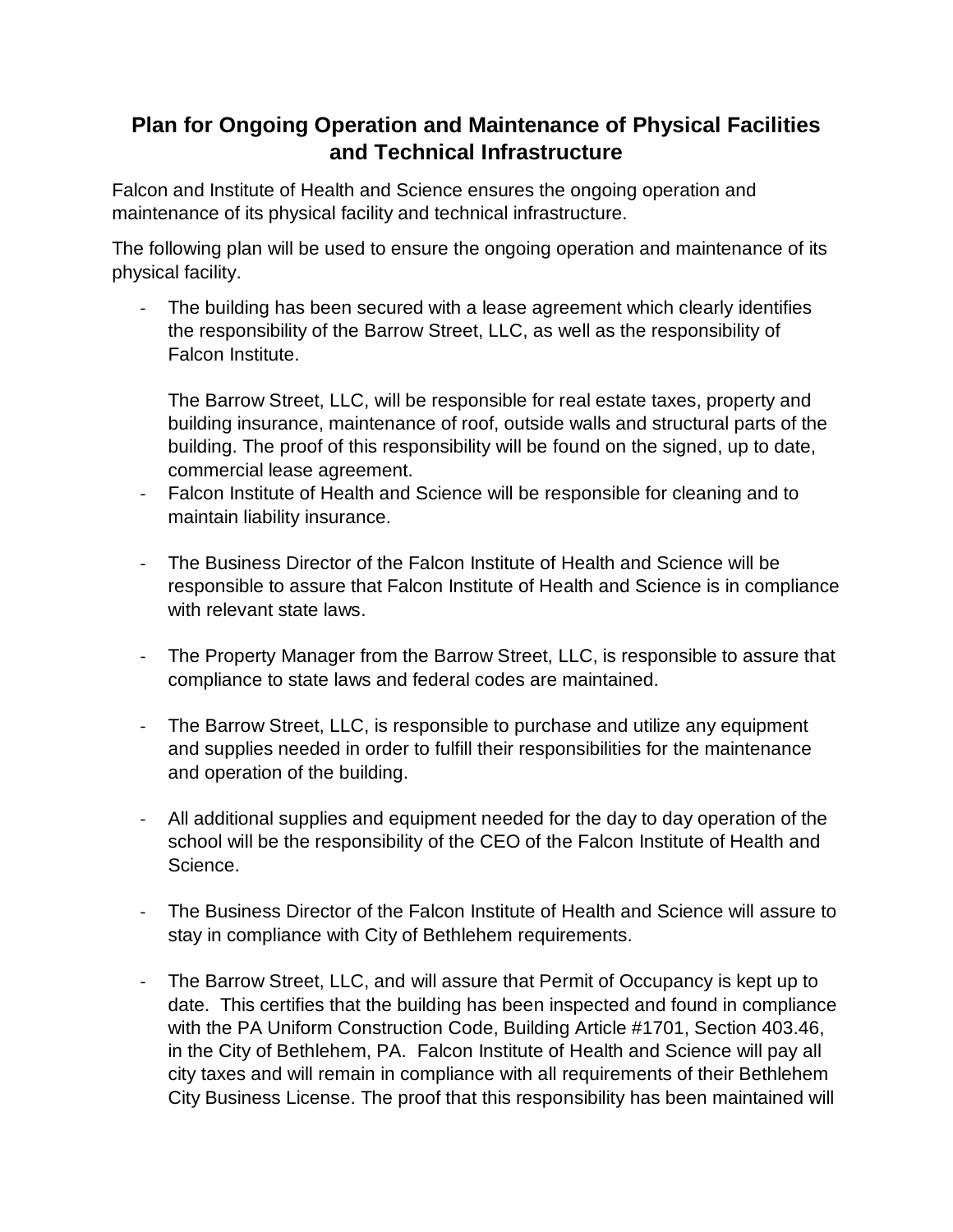# Plan for Ongoing Operation and Maintenance of Physical Facilities and Technical Infrastructure

Falcon and Institute of Health and Science ensures the ongoing operation and maintenance of its physical facility and technical infrastructure.

The following plan will be used to ensure the ongoing operation and maintenance of its physical facility.

- The building has been secured with a lease agreement which clearly identifies the responsibility of the Barrow Street, LLC, as well as the responsibility of Falcon Institute.

  The Barrow Street, LLC, will be responsible for real estate taxes, property and building insurance, maintenance of roof, outside walls and structural parts of the building. The proof of this responsibility will be found on the signed, up to date, commercial lease agreement.
- Falcon Institute of Health and Science will be responsible for cleaning and to maintain liability insurance.

- The Business Director of the Falcon Institute of Health and Science will be responsible to assure that Falcon Institute of Health and Science is in compliance with relevant state laws.

- The Property Manager from the Barrow Street, LLC, is responsible to assure that compliance to state laws and federal codes are maintained.

- The Barrow Street, LLC, is responsible to purchase and utilize any equipment and supplies needed in order to fulfill their responsibilities for the maintenance and operation of the building.

- All additional supplies and equipment needed for the day to day operation of the school will be the responsibility of the CEO of the Falcon Institute of Health and Science.

- The Business Director of the Falcon Institute of Health and Science will assure to stay in compliance with City of Bethlehem requirements.

- The Barrow Street, LLC, and will assure that Permit of Occupancy is kept up to date. This certifies that the building has been inspected and found in compliance with the PA Uniform Construction Code, Building Article #1701, Section 403.46, in the City of Bethlehem, PA. Falcon Institute of Health and Science will pay all city taxes and will remain in compliance with all requirements of their Bethlehem City Business License. The proof that this responsibility has been maintained will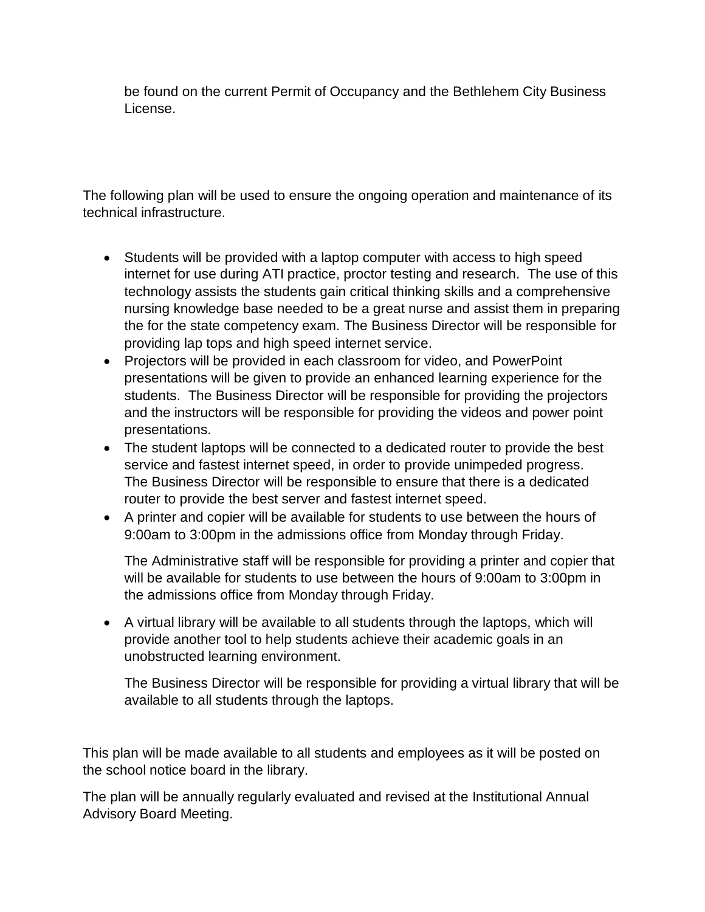be found on the current Permit of Occupancy and the Bethlehem City Business License.

The following plan will be used to ensure the ongoing operation and maintenance of its technical infrastructure.

- Students will be provided with a laptop computer with access to high speed internet for use during ATI practice, proctor testing and research. The use of this technology assists the students gain critical thinking skills and a comprehensive nursing knowledge base needed to be a great nurse and assist them in preparing the for the state competency exam. The Business Director will be responsible for providing lap tops and high speed internet service.
- Projectors will be provided in each classroom for video, and PowerPoint presentations will be given to provide an enhanced learning experience for the students. The Business Director will be responsible for providing the projectors and the instructors will be responsible for providing the videos and power point presentations.
- The student laptops will be connected to a dedicated router to provide the best service and fastest internet speed, in order to provide unimpeded progress. The Business Director will be responsible to ensure that there is a dedicated router to provide the best server and fastest internet speed.
- A printer and copier will be available for students to use between the hours of 9:00am to 3:00pm in the admissions office from Monday through Friday.

  The Administrative staff will be responsible for providing a printer and copier that will be available for students to use between the hours of 9:00am to 3:00pm in the admissions office from Monday through Friday.

- A virtual library will be available to all students through the laptops, which will provide another tool to help students achieve their academic goals in an unobstructed learning environment.

  The Business Director will be responsible for providing a virtual library that will be available to all students through the laptops.

This plan will be made available to all students and employees as it will be posted on the school notice board in the library.

The plan will be annually regularly evaluated and revised at the Institutional Annual Advisory Board Meeting.